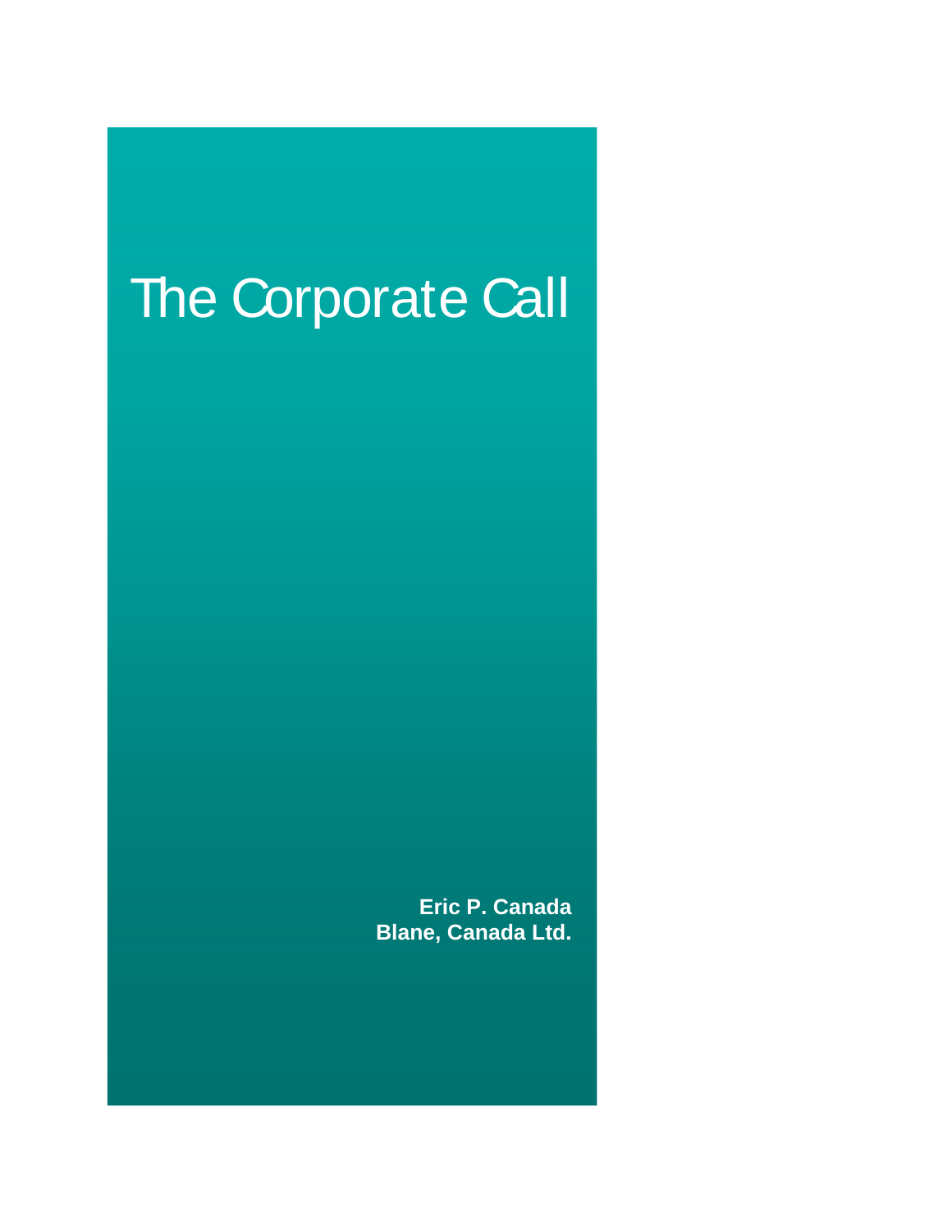# The Corporate Call

**Eric P. Canada**
**Blane, Canada Ltd.**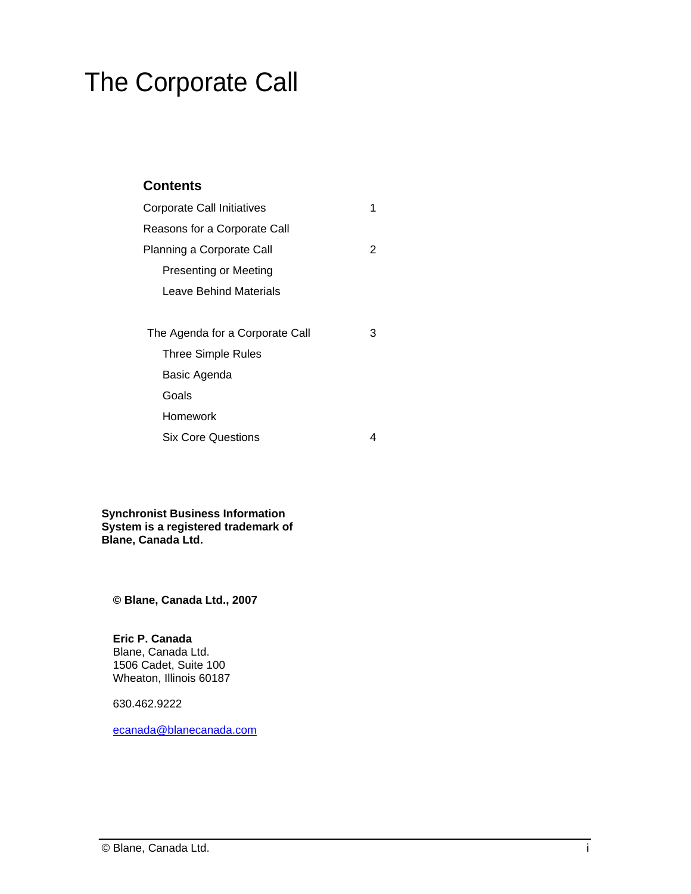# The Corporate Call

## Contents

| | |
|---|---|
| Corporate Call Initiatives | 1 |
| Reasons for a Corporate Call | |
| Planning a Corporate Call | 2 |
| Presenting or Meeting | |
| Leave Behind Materials | |
| The Agenda for a Corporate Call | 3 |
| Three Simple Rules | |
| Basic Agenda | |
| Goals | |
| Homework | |
| Six Core Questions | 4 |

**Synchronist Business Information System is a registered trademark of Blane, Canada Ltd.**

**© Blane, Canada Ltd., 2007**

**Eric P. Canada**
Blane, Canada Ltd.
1506 Cadet, Suite 100
Wheaton, Illinois 60187

630.462.9222

ecanada@blanecanada.com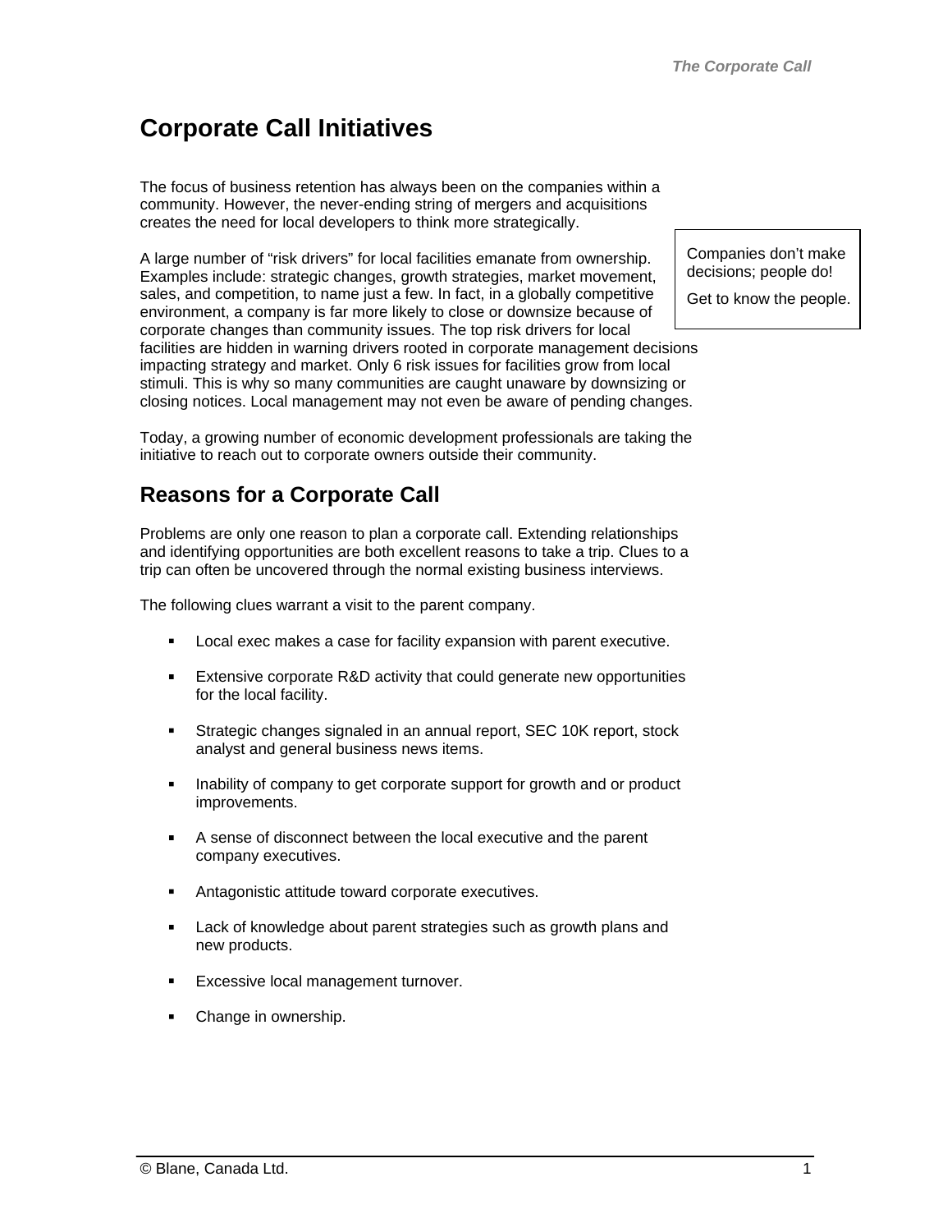# Corporate Call Initiatives

The focus of business retention has always been on the companies within a community. However, the never-ending string of mergers and acquisitions creates the need for local developers to think more strategically.

> Companies don't make decisions; people do!
>
> Get to know the people.

A large number of "risk drivers" for local facilities emanate from ownership. Examples include: strategic changes, growth strategies, market movement, sales, and competition, to name just a few. In fact, in a globally competitive environment, a company is far more likely to close or downsize because of corporate changes than community issues. The top risk drivers for local facilities are hidden in warning drivers rooted in corporate management decisions impacting strategy and market. Only 6 risk issues for facilities grow from local stimuli. This is why so many communities are caught unaware by downsizing or closing notices. Local management may not even be aware of pending changes.

Today, a growing number of economic development professionals are taking the initiative to reach out to corporate owners outside their community.

## Reasons for a Corporate Call

Problems are only one reason to plan a corporate call. Extending relationships and identifying opportunities are both excellent reasons to take a trip. Clues to a trip can often be uncovered through the normal existing business interviews.

The following clues warrant a visit to the parent company.

- Local exec makes a case for facility expansion with parent executive.
- Extensive corporate R&D activity that could generate new opportunities for the local facility.
- Strategic changes signaled in an annual report, SEC 10K report, stock analyst and general business news items.
- Inability of company to get corporate support for growth and or product improvements.
- A sense of disconnect between the local executive and the parent company executives.
- Antagonistic attitude toward corporate executives.
- Lack of knowledge about parent strategies such as growth plans and new products.
- Excessive local management turnover.
- Change in ownership.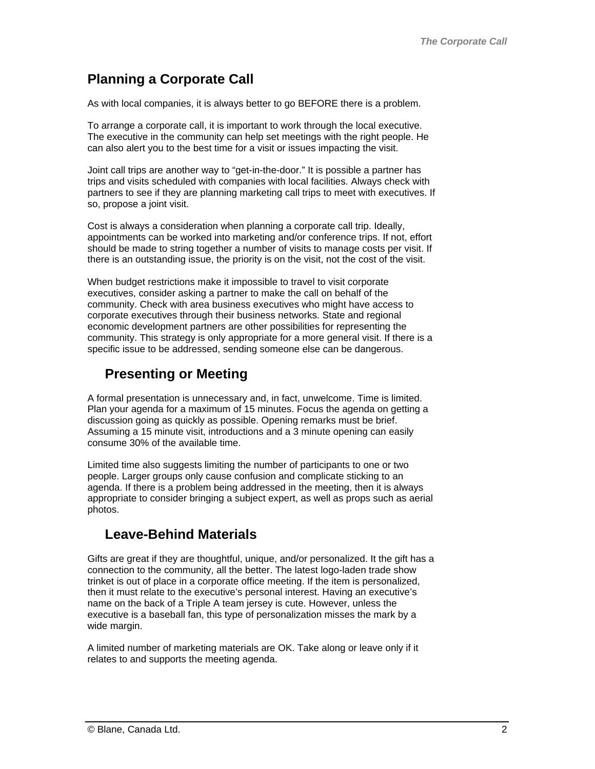## Planning a Corporate Call

As with local companies, it is always better to go BEFORE there is a problem.

To arrange a corporate call, it is important to work through the local executive. The executive in the community can help set meetings with the right people. He can also alert you to the best time for a visit or issues impacting the visit.

Joint call trips are another way to "get-in-the-door." It is possible a partner has trips and visits scheduled with companies with local facilities. Always check with partners to see if they are planning marketing call trips to meet with executives. If so, propose a joint visit.

Cost is always a consideration when planning a corporate call trip. Ideally, appointments can be worked into marketing and/or conference trips. If not, effort should be made to string together a number of visits to manage costs per visit. If there is an outstanding issue, the priority is on the visit, not the cost of the visit.

When budget restrictions make it impossible to travel to visit corporate executives, consider asking a partner to make the call on behalf of the community. Check with area business executives who might have access to corporate executives through their business networks. State and regional economic development partners are other possibilities for representing the community. This strategy is only appropriate for a more general visit. If there is a specific issue to be addressed, sending someone else can be dangerous.

### Presenting or Meeting

A formal presentation is unnecessary and, in fact, unwelcome. Time is limited. Plan your agenda for a maximum of 15 minutes. Focus the agenda on getting a discussion going as quickly as possible. Opening remarks must be brief. Assuming a 15 minute visit, introductions and a 3 minute opening can easily consume 30% of the available time.

Limited time also suggests limiting the number of participants to one or two people. Larger groups only cause confusion and complicate sticking to an agenda. If there is a problem being addressed in the meeting, then it is always appropriate to consider bringing a subject expert, as well as props such as aerial photos.

### Leave-Behind Materials

Gifts are great if they are thoughtful, unique, and/or personalized. It the gift has a connection to the community, all the better. The latest logo-laden trade show trinket is out of place in a corporate office meeting. If the item is personalized, then it must relate to the executive's personal interest. Having an executive's name on the back of a Triple A team jersey is cute. However, unless the executive is a baseball fan, this type of personalization misses the mark by a wide margin.

A limited number of marketing materials are OK. Take along or leave only if it relates to and supports the meeting agenda.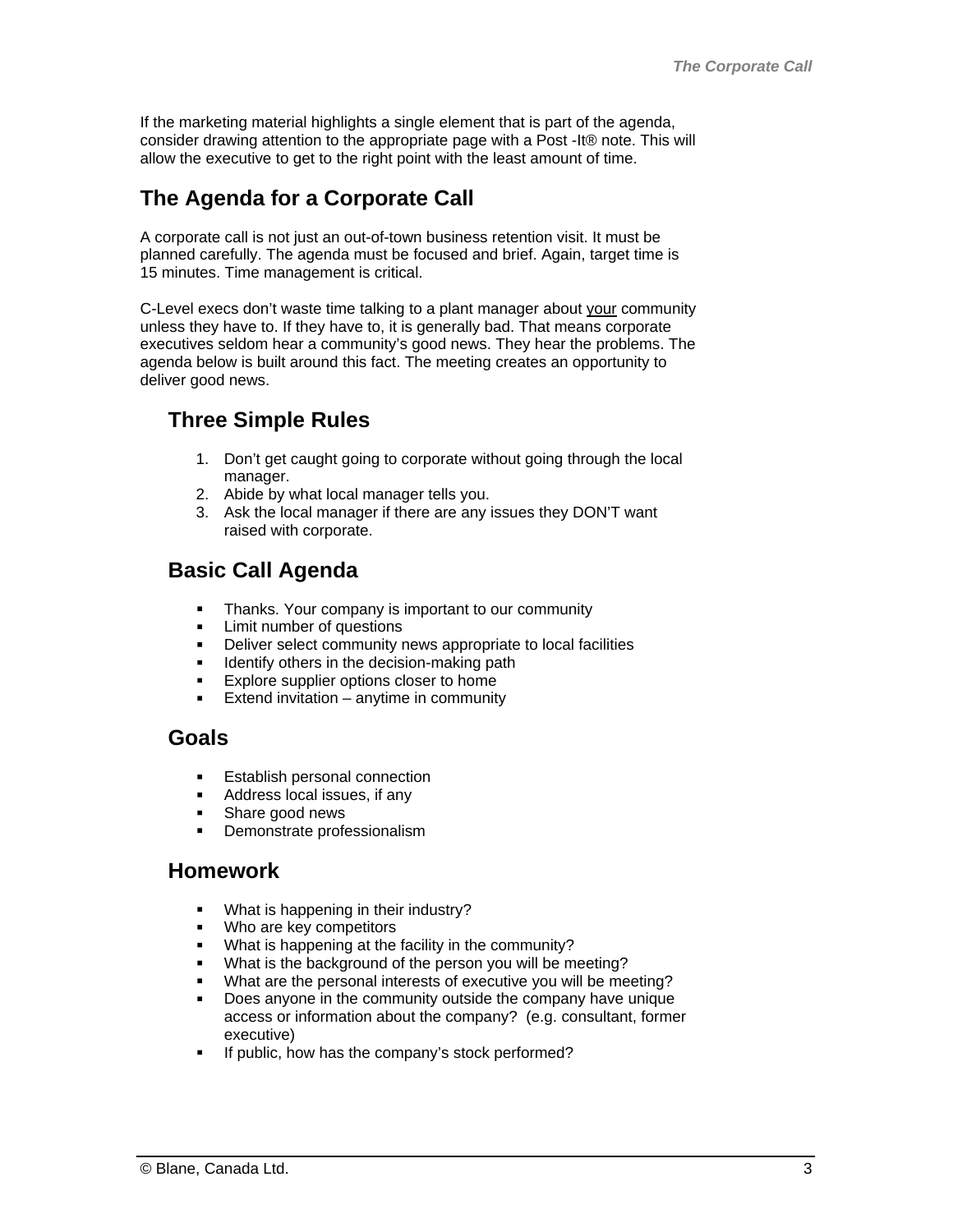If the marketing material highlights a single element that is part of the agenda, consider drawing attention to the appropriate page with a Post -It® note. This will allow the executive to get to the right point with the least amount of time.

## The Agenda for a Corporate Call

A corporate call is not just an out-of-town business retention visit. It must be planned carefully. The agenda must be focused and brief. Again, target time is 15 minutes. Time management is critical.

C-Level execs don't waste time talking to a plant manager about <u>your</u> community unless they have to. If they have to, it is generally bad. That means corporate executives seldom hear a community's good news. They hear the problems. The agenda below is built around this fact. The meeting creates an opportunity to deliver good news.

### Three Simple Rules

1. Don't get caught going to corporate without going through the local manager.
2. Abide by what local manager tells you.
3. Ask the local manager if there are any issues they DON'T want raised with corporate.

### Basic Call Agenda

- Thanks. Your company is important to our community
- Limit number of questions
- Deliver select community news appropriate to local facilities
- Identify others in the decision-making path
- Explore supplier options closer to home
- Extend invitation – anytime in community

### Goals

- Establish personal connection
- Address local issues, if any
- Share good news
- Demonstrate professionalism

### Homework

- What is happening in their industry?
- Who are key competitors
- What is happening at the facility in the community?
- What is the background of the person you will be meeting?
- What are the personal interests of executive you will be meeting?
- Does anyone in the community outside the company have unique access or information about the company? (e.g. consultant, former executive)
- If public, how has the company's stock performed?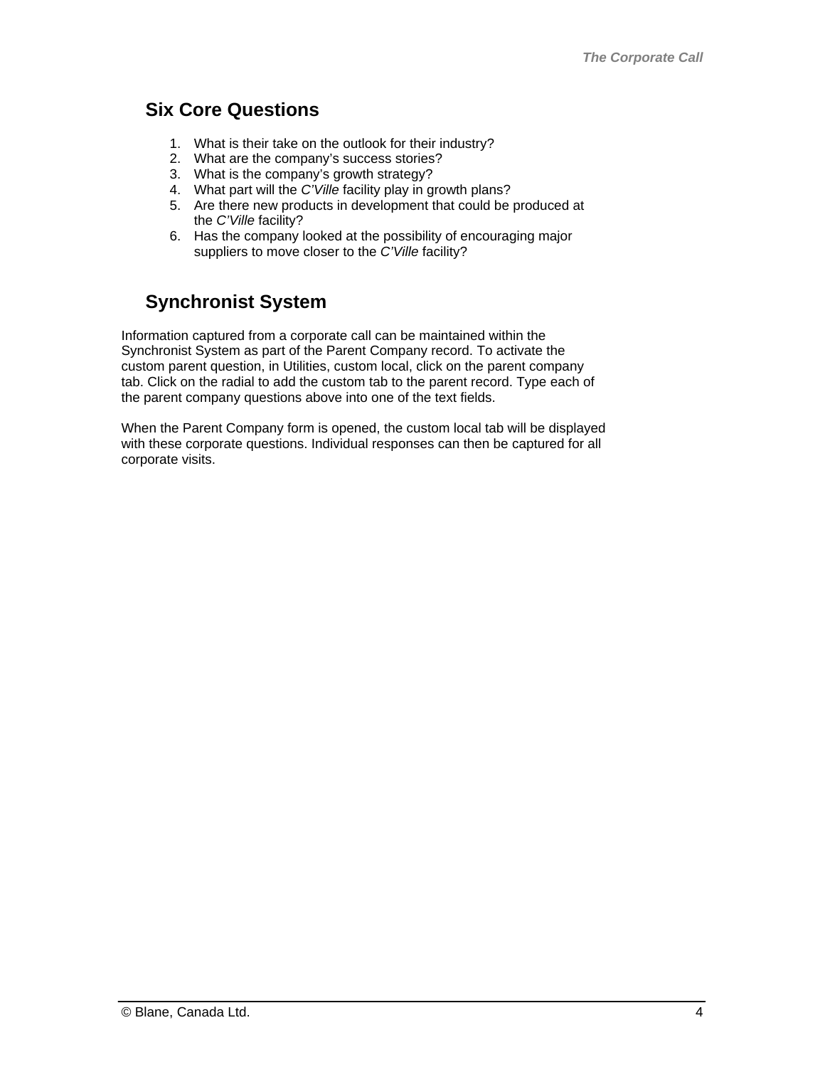## Six Core Questions

1. What is their take on the outlook for their industry?
2. What are the company's success stories?
3. What is the company's growth strategy?
4. What part will the *C'Ville* facility play in growth plans?
5. Are there new products in development that could be produced at the *C'Ville* facility?
6. Has the company looked at the possibility of encouraging major suppliers to move closer to the *C'Ville* facility?

## Synchronist System

Information captured from a corporate call can be maintained within the Synchronist System as part of the Parent Company record. To activate the custom parent question, in Utilities, custom local, click on the parent company tab. Click on the radial to add the custom tab to the parent record. Type each of the parent company questions above into one of the text fields.

When the Parent Company form is opened, the custom local tab will be displayed with these corporate questions. Individual responses can then be captured for all corporate visits.